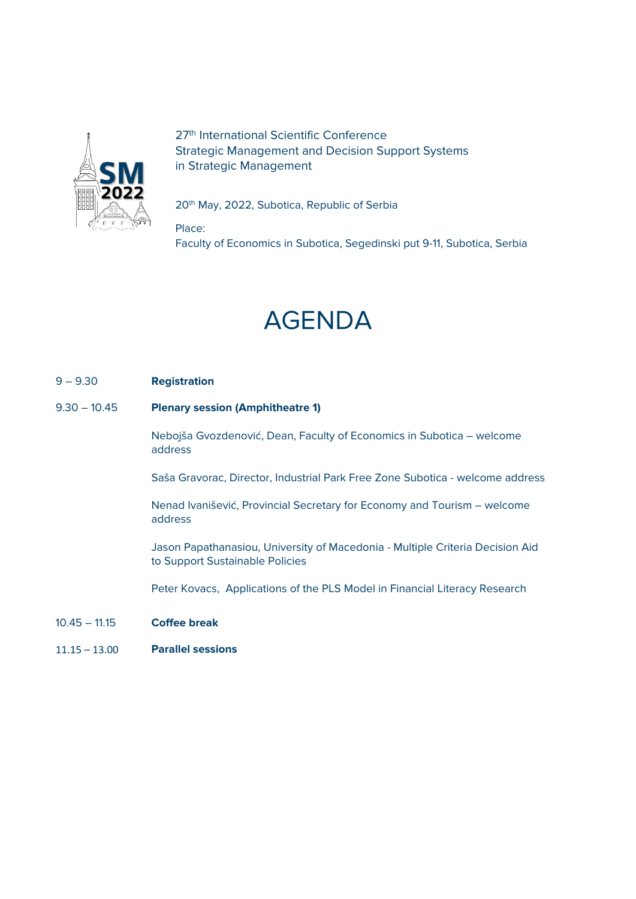27th International Scientific Conference
Strategic Management and Decision Support Systems
in Strategic Management

20th May, 2022, Subotica, Republic of Serbia

Place:
Faculty of Economics in Subotica, Segedinski put 9-11, Subotica, Serbia

# AGENDA

9 – 9.30 **Registration**

9.30 – 10.45 **Plenary session (Amphitheatre 1)**

Nebojša Gvozdenović, Dean, Faculty of Economics in Subotica – welcome address

Saša Gravorac, Director, Industrial Park Free Zone Subotica - welcome address

Nenad Ivanišević, Provincial Secretary for Economy and Tourism – welcome address

Jason Papathanasiou, University of Macedonia - Multiple Criteria Decision Aid to Support Sustainable Policies

Peter Kovacs, Applications of the PLS Model in Financial Literacy Research

10.45 – 11.15 **Coffee break**

11.15 – 13.00 **Parallel sessions**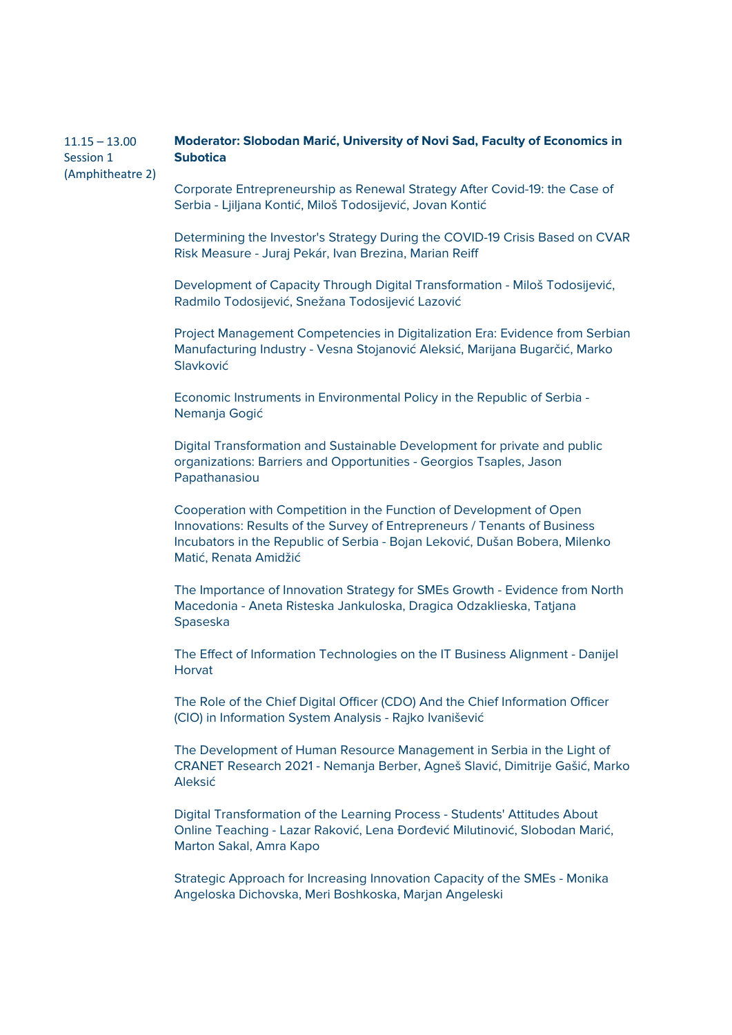11.15 – 13.00
Session 1
(Amphitheatre 2)

**Moderator: Slobodan Marić, University of Novi Sad, Faculty of Economics in Subotica**

Corporate Entrepreneurship as Renewal Strategy After Covid-19: the Case of Serbia - Ljiljana Kontić, Miloš Todosijević, Jovan Kontić

Determining the Investor's Strategy During the COVID-19 Crisis Based on CVAR Risk Measure - Juraj Pekár, Ivan Brezina, Marian Reiff

Development of Capacity Through Digital Transformation - Miloš Todosijević, Radmilo Todosijević, Snežana Todosijević Lazović

Project Management Competencies in Digitalization Era: Evidence from Serbian Manufacturing Industry - Vesna Stojanović Aleksić, Marijana Bugarčić, Marko Slavković

Economic Instruments in Environmental Policy in the Republic of Serbia - Nemanja Gogić

Digital Transformation and Sustainable Development for private and public organizations: Barriers and Opportunities - Georgios Tsaples, Jason Papathanasiou

Cooperation with Competition in the Function of Development of Open Innovations: Results of the Survey of Entrepreneurs / Tenants of Business Incubators in the Republic of Serbia - Bojan Leković, Dušan Bobera, Milenko Matić, Renata Amidžić

The Importance of Innovation Strategy for SMEs Growth - Evidence from North Macedonia - Aneta Risteska Jankuloska, Dragica Odzaklieska, Tatjana Spaseska

The Effect of Information Technologies on the IT Business Alignment - Danijel Horvat

The Role of the Chief Digital Officer (CDO) And the Chief Information Officer (CIO) in Information System Analysis - Rajko Ivanišević

The Development of Human Resource Management in Serbia in the Light of CRANET Research 2021 - Nemanja Berber, Agneš Slavić, Dimitrije Gašić, Marko Aleksić

Digital Transformation of the Learning Process - Students' Attitudes About Online Teaching - Lazar Raković, Lena Đorđević Milutinović, Slobodan Marić, Marton Sakal, Amra Kapo

Strategic Approach for Increasing Innovation Capacity of the SMEs - Monika Angeloska Dichovska, Meri Boshkoska, Marjan Angeleski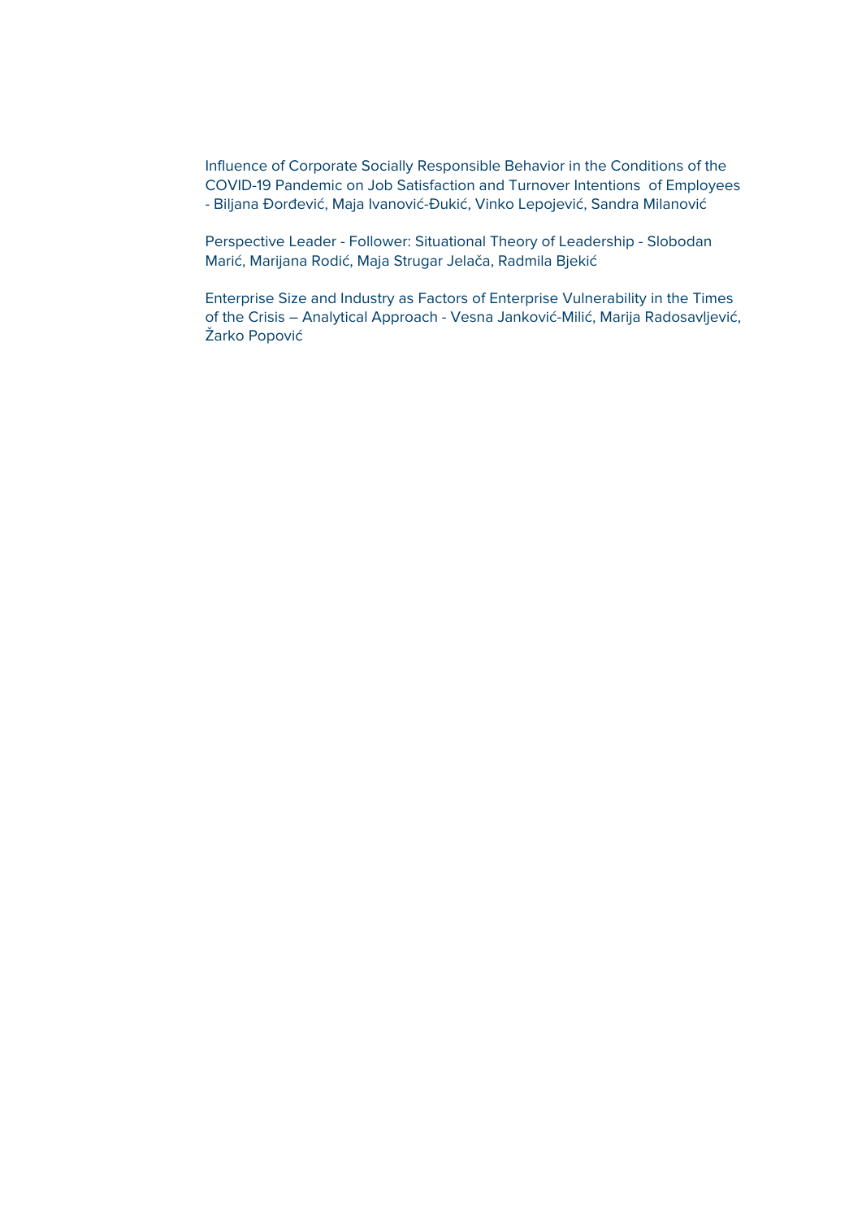Influence of Corporate Socially Responsible Behavior in the Conditions of the COVID-19 Pandemic on Job Satisfaction and Turnover Intentions of Employees - Biljana Đorđević, Maja Ivanović-Đukić, Vinko Lepojević, Sandra Milanović

Perspective Leader - Follower: Situational Theory of Leadership - Slobodan Marić, Marijana Rodić, Maja Strugar Jelača, Radmila Bjekić

Enterprise Size and Industry as Factors of Enterprise Vulnerability in the Times of the Crisis – Analytical Approach - Vesna Janković-Milić, Marija Radosavljević, Žarko Popović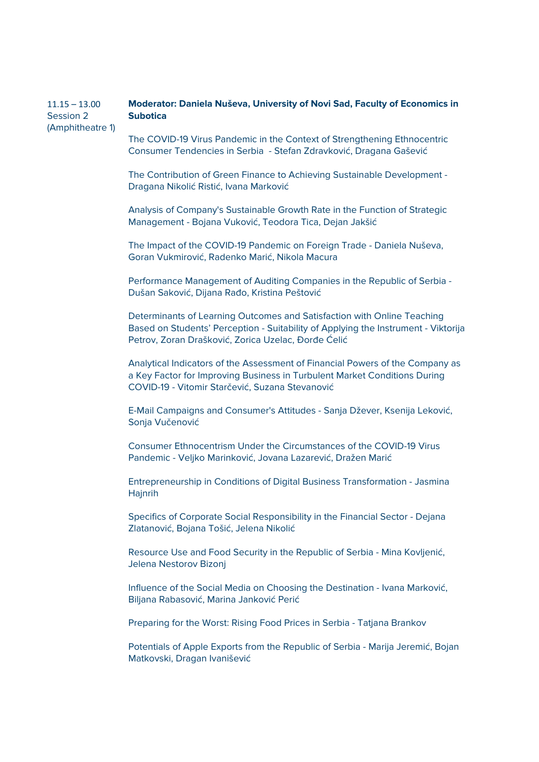11.15 – 13.00
Session 2
(Amphitheatre 1)

**Moderator: Daniela Nuševa, University of Novi Sad, Faculty of Economics in Subotica**

The COVID-19 Virus Pandemic in the Context of Strengthening Ethnocentric Consumer Tendencies in Serbia - Stefan Zdravković, Dragana Gašević

The Contribution of Green Finance to Achieving Sustainable Development - Dragana Nikolić Ristić, Ivana Marković

Analysis of Company's Sustainable Growth Rate in the Function of Strategic Management - Bojana Vuković, Teodora Tica, Dejan Jakšić

The Impact of the COVID-19 Pandemic on Foreign Trade - Daniela Nuševa, Goran Vukmirović, Radenko Marić, Nikola Macura

Performance Management of Auditing Companies in the Republic of Serbia - Dušan Saković, Dijana Rađo, Kristina Peštović

Determinants of Learning Outcomes and Satisfaction with Online Teaching Based on Students' Perception - Suitability of Applying the Instrument - Viktorija Petrov, Zoran Drašković, Zorica Uzelac, Đorđe Ćelić

Analytical Indicators of the Assessment of Financial Powers of the Company as a Key Factor for Improving Business in Turbulent Market Conditions During COVID-19 - Vitomir Starčević, Suzana Stevanović

E-Mail Campaigns and Consumer's Attitudes - Sanja Džever, Ksenija Leković, Sonja Vučenović

Consumer Ethnocentrism Under the Circumstances of the COVID-19 Virus Pandemic - Veljko Marinković, Jovana Lazarević, Dražen Marić

Entrepreneurship in Conditions of Digital Business Transformation - Jasmina Hajnrih

Specifics of Corporate Social Responsibility in the Financial Sector - Dejana Zlatanović, Bojana Tošić, Jelena Nikolić

Resource Use and Food Security in the Republic of Serbia - Mina Kovljenić, Jelena Nestorov Bizonj

Influence of the Social Media on Choosing the Destination - Ivana Marković, Biljana Rabasović, Marina Janković Perić

Preparing for the Worst: Rising Food Prices in Serbia - Tatjana Brankov

Potentials of Apple Exports from the Republic of Serbia - Marija Jeremić, Bojan Matkovski, Dragan Ivanišević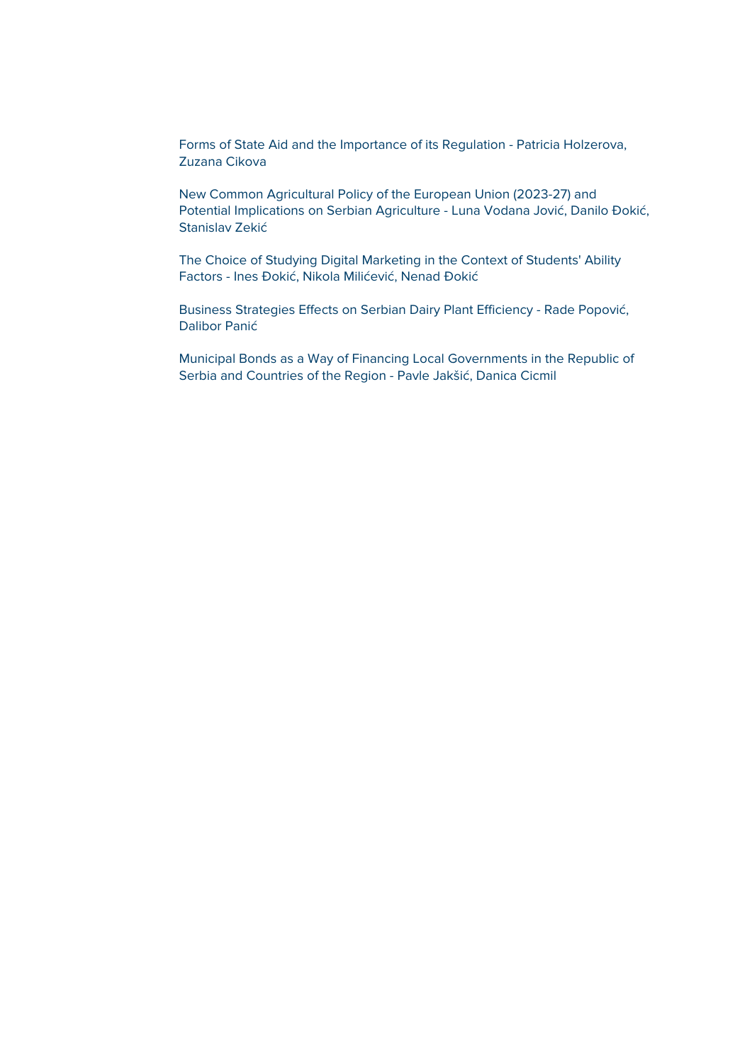Forms of State Aid and the Importance of its Regulation - Patricia Holzerova, Zuzana Cikova

New Common Agricultural Policy of the European Union (2023-27) and Potential Implications on Serbian Agriculture - Luna Vodana Jović, Danilo Đokić, Stanislav Zekić

The Choice of Studying Digital Marketing in the Context of Students' Ability Factors - Ines Đokić, Nikola Milićević, Nenad Đokić

Business Strategies Effects on Serbian Dairy Plant Efficiency - Rade Popović, Dalibor Panić

Municipal Bonds as a Way of Financing Local Governments in the Republic of Serbia and Countries of the Region - Pavle Jakšić, Danica Cicmil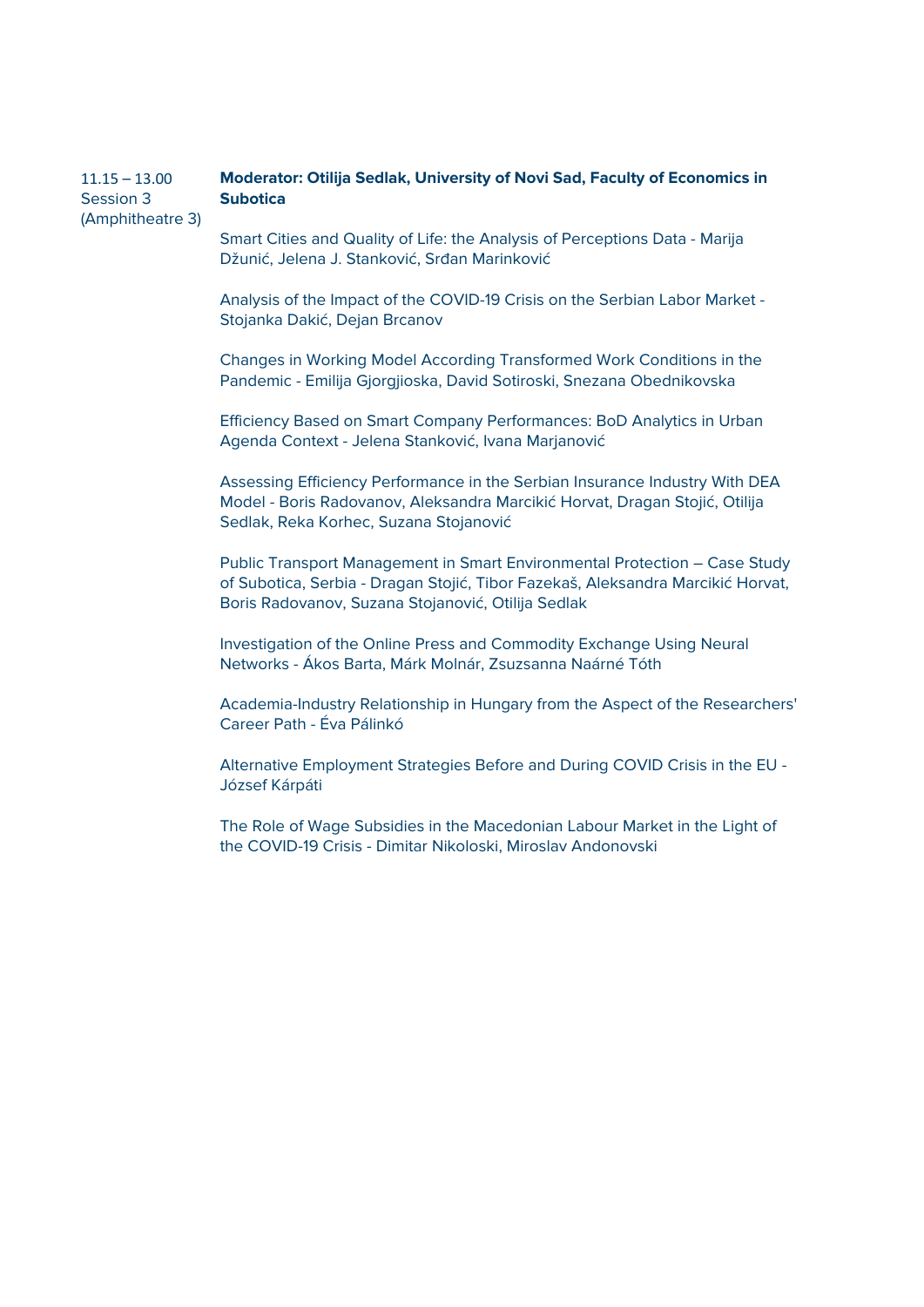11.15 – 13.00
Session 3
(Amphitheatre 3)

**Moderator: Otilija Sedlak, University of Novi Sad, Faculty of Economics in Subotica**

Smart Cities and Quality of Life: the Analysis of Perceptions Data - Marija Džunić, Jelena J. Stanković, Srđan Marinković

Analysis of the Impact of the COVID-19 Crisis on the Serbian Labor Market - Stojanka Dakić, Dejan Brcanov

Changes in Working Model According Transformed Work Conditions in the Pandemic - Emilija Gjorgjioska, David Sotiroski, Snezana Obednikovska

Efficiency Based on Smart Company Performances: BoD Analytics in Urban Agenda Context - Jelena Stanković, Ivana Marjanović

Assessing Efficiency Performance in the Serbian Insurance Industry With DEA Model - Boris Radovanov, Aleksandra Marcikić Horvat, Dragan Stojić, Otilija Sedlak, Reka Korhec, Suzana Stojanović

Public Transport Management in Smart Environmental Protection – Case Study of Subotica, Serbia - Dragan Stojić, Tibor Fazekaš, Aleksandra Marcikić Horvat, Boris Radovanov, Suzana Stojanović, Otilija Sedlak

Investigation of the Online Press and Commodity Exchange Using Neural Networks - Ákos Barta, Márk Molnár, Zsuzsanna Naárné Tóth

Academia-Industry Relationship in Hungary from the Aspect of the Researchers' Career Path - Éva Pálinkó

Alternative Employment Strategies Before and During COVID Crisis in the EU - József Kárpáti

The Role of Wage Subsidies in the Macedonian Labour Market in the Light of the COVID-19 Crisis - Dimitar Nikoloski, Miroslav Andonovski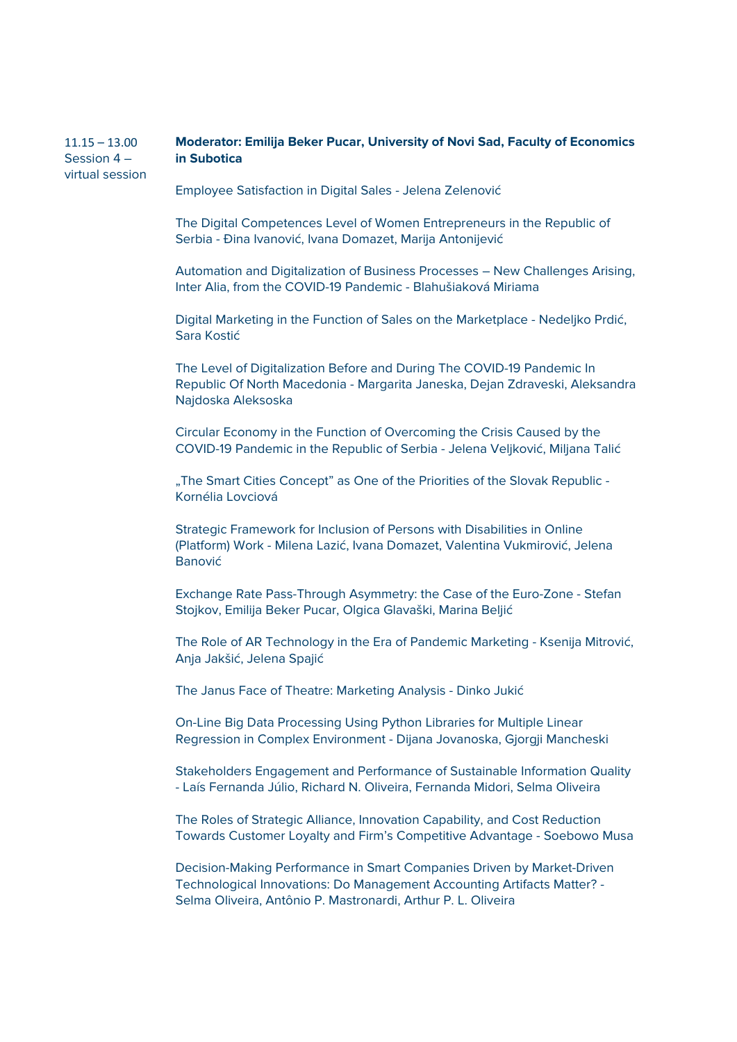11.15 – 13.00
Session 4 – virtual session

**Moderator: Emilija Beker Pucar, University of Novi Sad, Faculty of Economics in Subotica**

Employee Satisfaction in Digital Sales - Jelena Zelenović

The Digital Competences Level of Women Entrepreneurs in the Republic of Serbia - Đina Ivanović, Ivana Domazet, Marija Antonijević

Automation and Digitalization of Business Processes – New Challenges Arising, Inter Alia, from the COVID-19 Pandemic - Blahušiaková Miriama

Digital Marketing in the Function of Sales on the Marketplace - Nedeljko Prdić, Sara Kostić

The Level of Digitalization Before and During The COVID-19 Pandemic In Republic Of North Macedonia - Margarita Janeska, Dejan Zdraveski, Aleksandra Najdoska Aleksoska

Circular Economy in the Function of Overcoming the Crisis Caused by the COVID-19 Pandemic in the Republic of Serbia - Jelena Veljković, Miljana Talić

„The Smart Cities Concept" as One of the Priorities of the Slovak Republic - Kornélia Lovciová

Strategic Framework for Inclusion of Persons with Disabilities in Online (Platform) Work - Milena Lazić, Ivana Domazet, Valentina Vukmirović, Jelena Banović

Exchange Rate Pass-Through Asymmetry: the Case of the Euro-Zone - Stefan Stojkov, Emilija Beker Pucar, Olgica Glavaški, Marina Beljić

The Role of AR Technology in the Era of Pandemic Marketing - Ksenija Mitrović, Anja Jakšić, Jelena Spajić

The Janus Face of Theatre: Marketing Analysis - Dinko Jukić

On-Line Big Data Processing Using Python Libraries for Multiple Linear Regression in Complex Environment - Dijana Jovanoska, Gjorgji Mancheski

Stakeholders Engagement and Performance of Sustainable Information Quality - Laís Fernanda Júlio, Richard N. Oliveira, Fernanda Midori, Selma Oliveira

The Roles of Strategic Alliance, Innovation Capability, and Cost Reduction Towards Customer Loyalty and Firm's Competitive Advantage - Soebowo Musa

Decision-Making Performance in Smart Companies Driven by Market-Driven Technological Innovations: Do Management Accounting Artifacts Matter? - Selma Oliveira, Antônio P. Mastronardi, Arthur P. L. Oliveira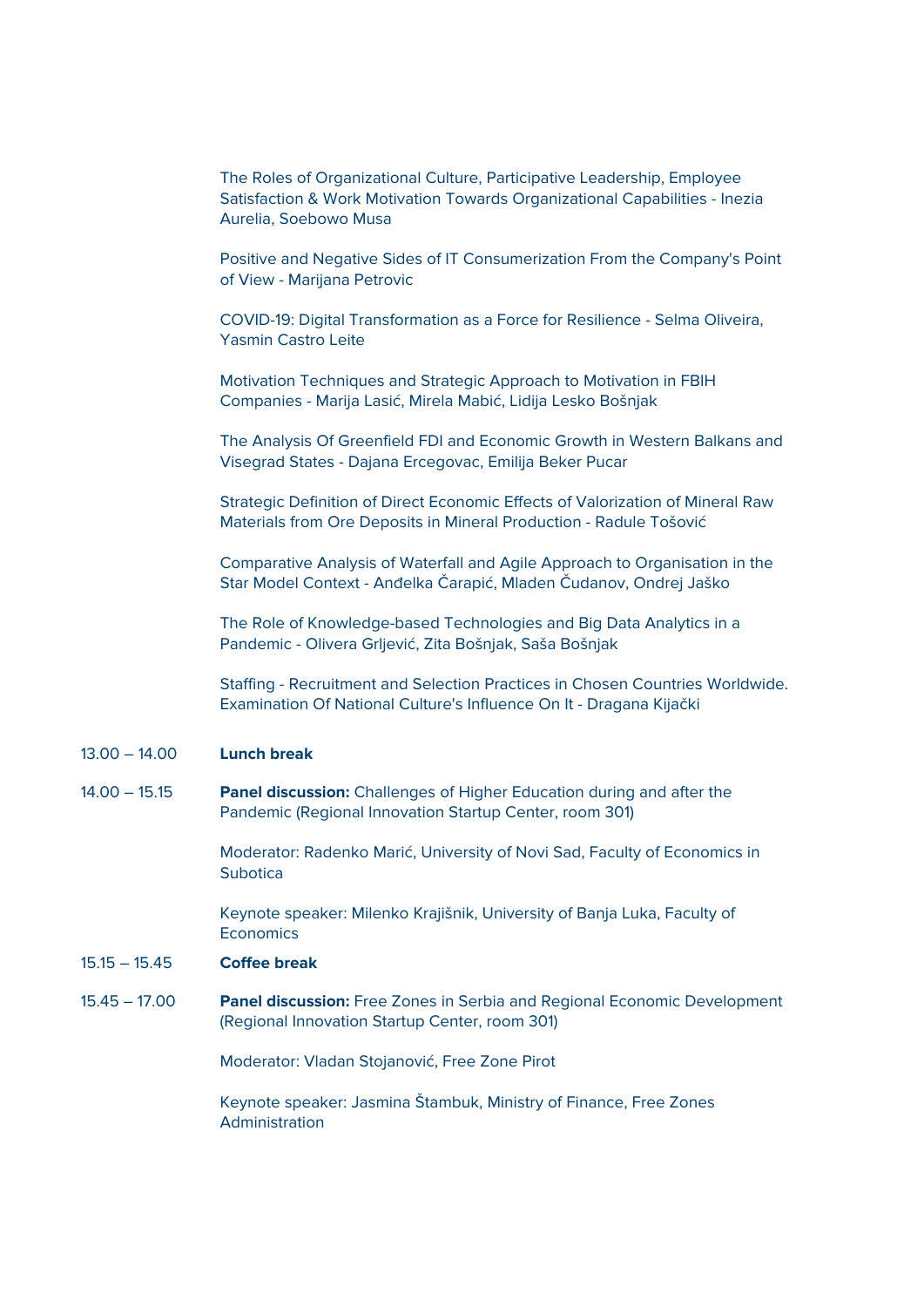The Roles of Organizational Culture, Participative Leadership, Employee Satisfaction & Work Motivation Towards Organizational Capabilities - Inezia Aurelia, Soebowo Musa

Positive and Negative Sides of IT Consumerization From the Company's Point of View - Marijana Petrovic

COVID-19: Digital Transformation as a Force for Resilience - Selma Oliveira, Yasmin Castro Leite

Motivation Techniques and Strategic Approach to Motivation in FBIH Companies - Marija Lasić, Mirela Mabić, Lidija Lesko Bošnjak

The Analysis Of Greenfield FDI and Economic Growth in Western Balkans and Visegrad States - Dajana Ercegovac, Emilija Beker Pucar

Strategic Definition of Direct Economic Effects of Valorization of Mineral Raw Materials from Ore Deposits in Mineral Production - Radule Tošović

Comparative Analysis of Waterfall and Agile Approach to Organisation in the Star Model Context - Anđelka Čarapić, Mladen Čudanov, Ondrej Jaško

The Role of Knowledge-based Technologies and Big Data Analytics in a Pandemic - Olivera Grljević, Zita Bošnjak, Saša Bošnjak

Staffing - Recruitment and Selection Practices in Chosen Countries Worldwide. Examination Of National Culture's Influence On It - Dragana Kijački

13.00 – 14.00 **Lunch break**

14.00 – 15.15 **Panel discussion:** Challenges of Higher Education during and after the Pandemic (Regional Innovation Startup Center, room 301)

Moderator: Radenko Marić, University of Novi Sad, Faculty of Economics in Subotica

Keynote speaker: Milenko Krajišnik, University of Banja Luka, Faculty of Economics

15.15 – 15.45 **Coffee break**

15.45 – 17.00 **Panel discussion:** Free Zones in Serbia and Regional Economic Development (Regional Innovation Startup Center, room 301)

Moderator: Vladan Stojanović, Free Zone Pirot

Keynote speaker: Jasmina Štambuk, Ministry of Finance, Free Zones Administration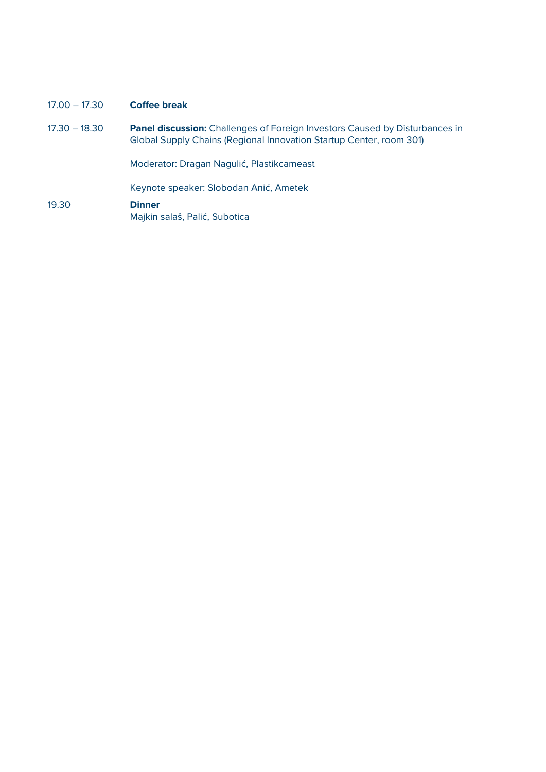17.00 – 17.30 **Coffee break**

17.30 – 18.30 **Panel discussion:** Challenges of Foreign Investors Caused by Disturbances in Global Supply Chains (Regional Innovation Startup Center, room 301)

Moderator: Dragan Nagulić, Plastikcameast

Keynote speaker: Slobodan Anić, Ametek

19.30 **Dinner**
Majkin salaš, Palić, Subotica